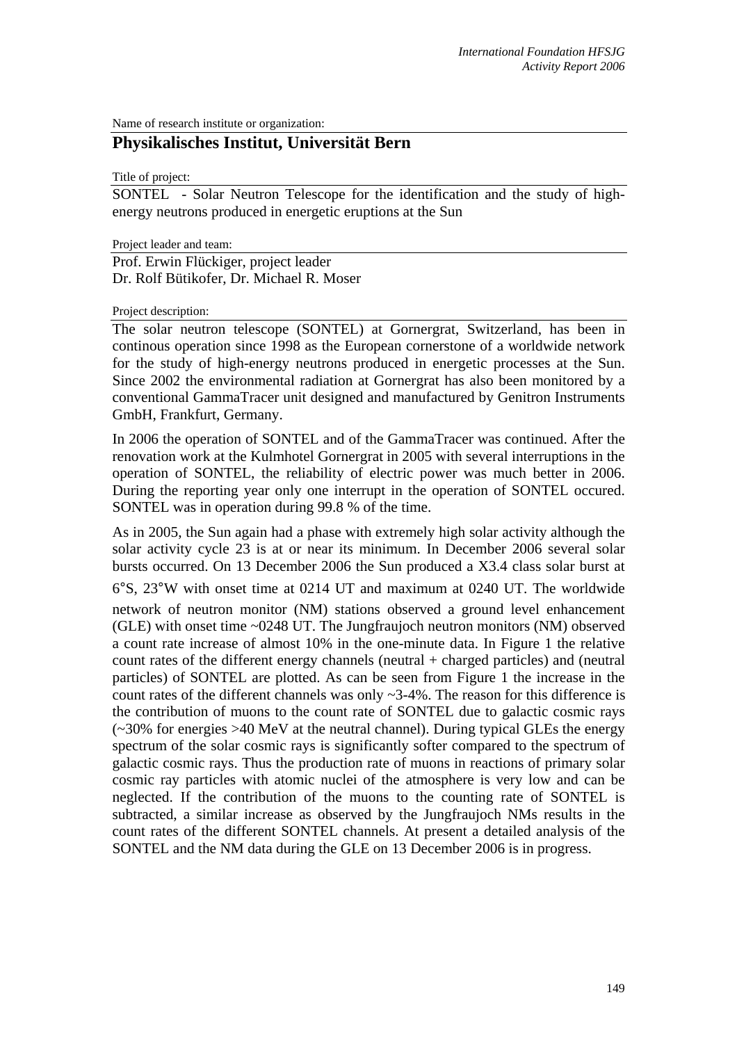Name of research institute or organization:

## Physikalisches Institut, Universität Bern

Title of project:

SONTEL - Solar Neutron Telescope for the identification and the study of high-energy neutrons produced in energetic eruptions at the Sun

Project leader and team:

Prof. Erwin Flückiger, project leader
Dr. Rolf Bütikofer, Dr. Michael R. Moser

Project description:

The solar neutron telescope (SONTEL) at Gornergrat, Switzerland, has been in continous operation since 1998 as the European cornerstone of a worldwide network for the study of high-energy neutrons produced in energetic processes at the Sun. Since 2002 the environmental radiation at Gornergrat has also been monitored by a conventional GammaTracer unit designed and manufactured by Genitron Instruments GmbH, Frankfurt, Germany.

In 2006 the operation of SONTEL and of the GammaTracer was continued. After the renovation work at the Kulmhotel Gornergrat in 2005 with several interruptions in the operation of SONTEL, the reliability of electric power was much better in 2006. During the reporting year only one interrupt in the operation of SONTEL occured. SONTEL was in operation during 99.8 % of the time.

As in 2005, the Sun again had a phase with extremely high solar activity although the solar activity cycle 23 is at or near its minimum. In December 2006 several solar bursts occurred. On 13 December 2006 the Sun produced a X3.4 class solar burst at 6°S, 23°W with onset time at 0214 UT and maximum at 0240 UT. The worldwide network of neutron monitor (NM) stations observed a ground level enhancement (GLE) with onset time ~0248 UT. The Jungfraujoch neutron monitors (NM) observed a count rate increase of almost 10% in the one-minute data. In Figure 1 the relative count rates of the different energy channels (neutral + charged particles) and (neutral particles) of SONTEL are plotted. As can be seen from Figure 1 the increase in the count rates of the different channels was only ~3-4%. The reason for this difference is the contribution of muons to the count rate of SONTEL due to galactic cosmic rays (~30% for energies >40 MeV at the neutral channel). During typical GLEs the energy spectrum of the solar cosmic rays is significantly softer compared to the spectrum of galactic cosmic rays. Thus the production rate of muons in reactions of primary solar cosmic ray particles with atomic nuclei of the atmosphere is very low and can be neglected. If the contribution of the muons to the counting rate of SONTEL is subtracted, a similar increase as observed by the Jungfraujoch NMs results in the count rates of the different SONTEL channels. At present a detailed analysis of the SONTEL and the NM data during the GLE on 13 December 2006 is in progress.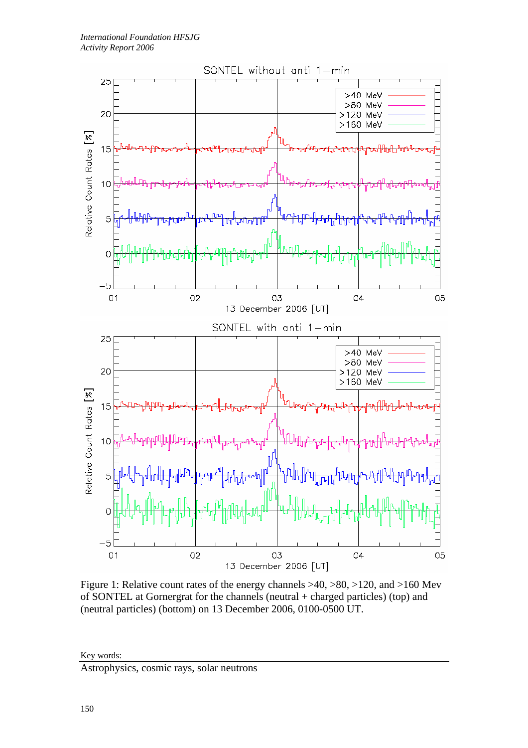Figure 1: Relative count rates of the energy channels >40, >80, >120, and >160 Mev of SONTEL at Gornergrat for the channels (neutral + charged particles) (top) and (neutral particles) (bottom) on 13 December 2006, 0100-0500 UT.

Key words:

Astrophysics, cosmic rays, solar neutrons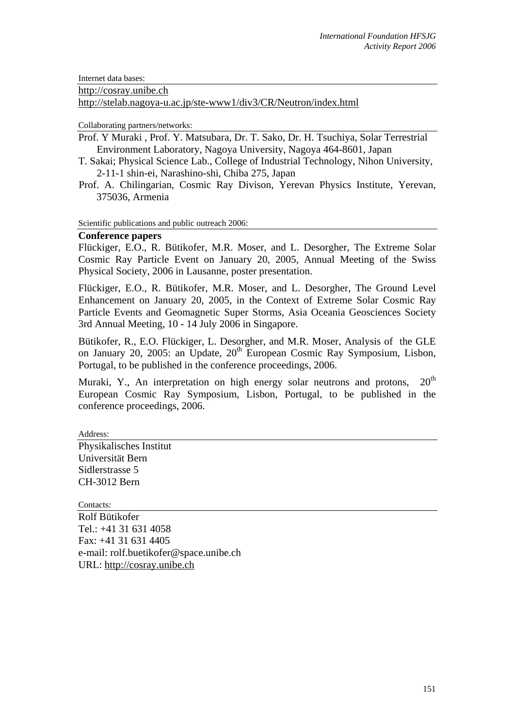Internet data bases:

http://cosray.unibe.ch
http://stelab.nagoya-u.ac.jp/ste-www1/div3/CR/Neutron/index.html

Collaborating partners/networks:

Prof. Y Muraki , Prof. Y. Matsubara, Dr. T. Sako, Dr. H. Tsuchiya, Solar Terrestrial Environment Laboratory, Nagoya University, Nagoya 464-8601, Japan

T. Sakai; Physical Science Lab., College of Industrial Technology, Nihon University, 2-11-1 shin-ei, Narashino-shi, Chiba 275, Japan

Prof. A. Chilingarian, Cosmic Ray Divison, Yerevan Physics Institute, Yerevan, 375036, Armenia

Scientific publications and public outreach 2006:

**Conference papers**

Flückiger, E.O., R. Bütikofer, M.R. Moser, and L. Desorgher, The Extreme Solar Cosmic Ray Particle Event on January 20, 2005, Annual Meeting of the Swiss Physical Society, 2006 in Lausanne, poster presentation.

Flückiger, E.O., R. Bütikofer, M.R. Moser, and L. Desorgher, The Ground Level Enhancement on January 20, 2005, in the Context of Extreme Solar Cosmic Ray Particle Events and Geomagnetic Super Storms, Asia Oceania Geosciences Society 3rd Annual Meeting, 10 - 14 July 2006 in Singapore.

Bütikofer, R., E.O. Flückiger, L. Desorgher, and M.R. Moser, Analysis of the GLE on January 20, 2005: an Update, 20th European Cosmic Ray Symposium, Lisbon, Portugal, to be published in the conference proceedings, 2006.

Muraki, Y., An interpretation on high energy solar neutrons and protons, 20th European Cosmic Ray Symposium, Lisbon, Portugal, to be published in the conference proceedings, 2006.

Address:

Physikalisches Institut
Universität Bern
Sidlerstrasse 5
CH-3012 Bern

Contacts:

Rolf Bütikofer
Tel.: +41 31 631 4058
Fax: +41 31 631 4405
e-mail: rolf.buetikofer@space.unibe.ch
URL: http://cosray.unibe.ch